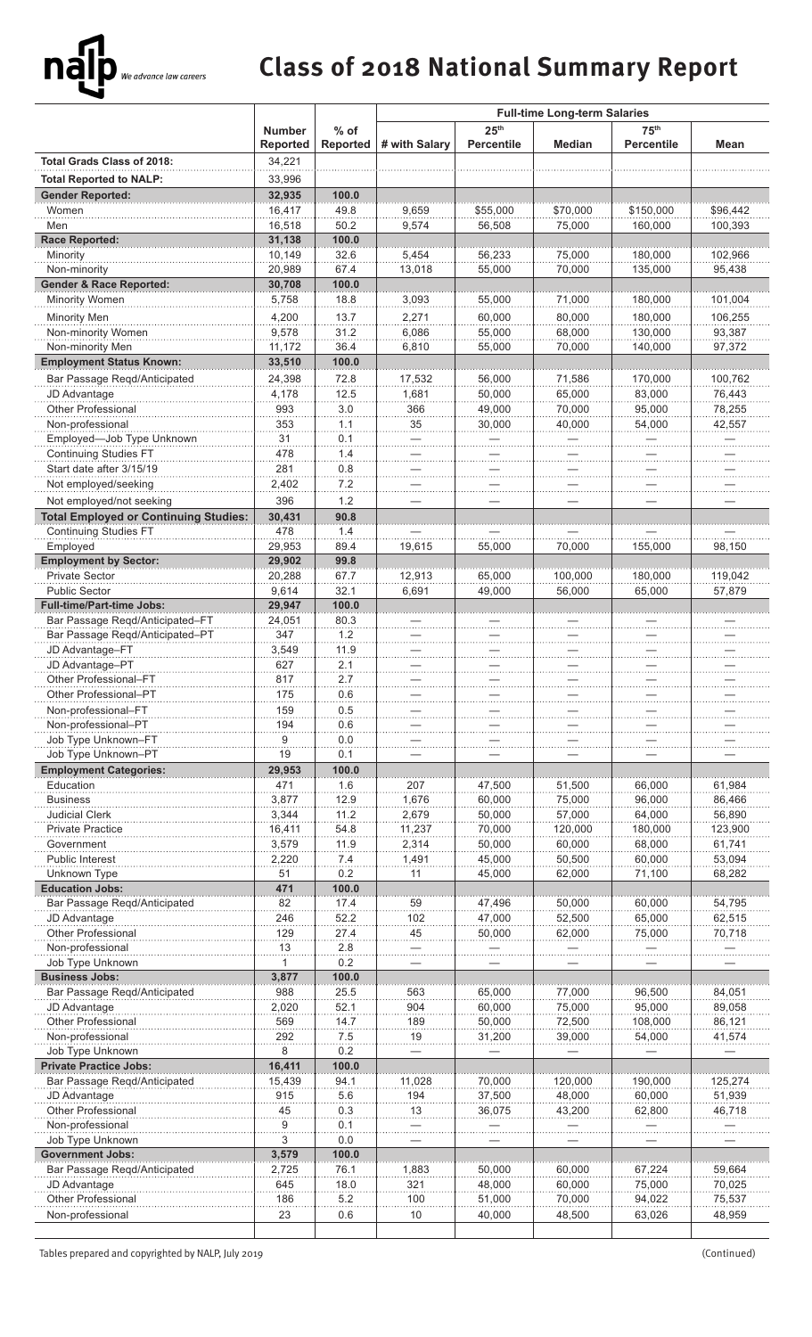# Class of 2018 National Summary Report

| | Number Reported | % of Reported | Full-time Long-term Salaries | | | | |
|---|---|---|---|---|---|---|---|
| | | | # with Salary | 25th Percentile | Median | 75th Percentile | Mean |
| **Total Grads Class of 2018:** | 34,221 | | | | | | |
| **Total Reported to NALP:** | 33,996 | | | | | | |
| **Gender Reported:** | **32,935** | **100.0** | | | | | |
| Women | 16,417 | 49.8 | 9,659 | $55,000 | 70,000 | $150,000 | $96,442 |
| Men | 16,518 | 50.2 | 9,574 | 56,508 | 75,000 | 160,000 | 100,393 |
| **Race Reported:** | **31,138** | **100.0** | | | | | |
| Minority | 10,149 | 32.6 | 5,454 | 56,233 | 75,000 | 180,000 | 102,966 |
| Non-minority | 20,989 | 67.4 | 13,018 | 55,000 | 70,000 | 135,000 | 95,438 |
| **Gender & Race Reported:** | **30,708** | **100.0** | | | | | |
| Minority Women | 5,758 | 18.8 | 3,093 | 55,000 | 71,000 | 180,000 | 101,004 |
| Minority Men | 4,200 | 13.7 | 2,271 | 60,000 | 80,000 | 180,000 | 106,255 |
| Non-minority Women | 9,578 | 31.2 | 6,086 | 55,000 | 68,000 | 130,000 | 93,387 |
| Non-minority Men | 11,172 | 36.4 | 6,810 | 55,000 | 70,000 | 140,000 | 97,372 |
| **Employment Status Known:** | **33,510** | **100.0** | | | | | |
| Bar Passage Reqd/Anticipated | 24,398 | 72.8 | 17,532 | 56,000 | 71,586 | 170,000 | 100,762 |
| JD Advantage | 4,178 | 12.5 | 1,681 | 50,000 | 65,000 | 83,000 | 76,443 |
| Other Professional | 993 | 3.0 | 366 | 49,000 | 70,000 | 95,000 | 78,255 |
| Non-professional | 353 | 1.1 | 35 | 30,000 | 40,000 | 54,000 | 42,557 |
| Employed—Job Type Unknown | 31 | 0.1 | — | — | — | — | — |
| Continuing Studies FT | 478 | 1.4 | — | — | — | — | — |
| Start date after 3/15/19 | 281 | 0.8 | — | — | — | — | — |
| Not employed/seeking | 2,402 | 7.2 | — | — | — | — | — |
| Not employed/not seeking | 396 | 1.2 | — | — | — | — | — |
| **Total Employed or Continuing Studies:** | **30,431** | **90.8** | | | | | |
| Continuing Studies FT | 478 | 1.4 | — | — | — | — | — |
| Employed | 29,953 | 89.4 | 19,615 | 55,000 | 70,000 | 155,000 | 98,150 |
| **Employment by Sector:** | **29,902** | **99.8** | | | | | |
| Private Sector | 20,288 | 67.7 | 12,913 | 65,000 | 100,000 | 180,000 | 119,042 |
| Public Sector | 9,614 | 32.1 | 6,691 | 49,000 | 56,000 | 65,000 | 57,879 |
| **Full-time/Part-time Jobs:** | **29,947** | **100.0** | | | | | |
| Bar Passage Reqd/Anticipated–FT | 24,051 | 80.3 | — | — | — | — | — |
| Bar Passage Reqd/Anticipated–PT | 347 | 1.2 | — | — | — | — | — |
| JD Advantage–FT | 3,549 | 11.9 | — | — | — | — | — |
| JD Advantage–PT | 627 | 2.1 | — | — | — | — | — |
| Other Professional–FT | 817 | 2.7 | — | — | — | — | — |
| Other Professional–PT | 175 | 0.6 | — | — | — | — | — |
| Non-professional–FT | 159 | 0.5 | — | — | — | — | — |
| Non-professional–PT | 194 | 0.6 | — | — | — | — | — |
| Job Type Unknown–FT | 9 | 0.0 | — | — | — | — | — |
| Job Type Unknown–PT | 19 | 0.1 | — | — | — | — | — |
| **Employment Categories:** | **29,953** | **100.0** | | | | | |
| Education | 471 | 1.6 | 207 | 47,500 | 51,500 | 66,000 | 61,984 |
| Business | 3,877 | 12.9 | 1,676 | 60,000 | 75,000 | 96,000 | 86,466 |
| Judicial Clerk | 3,344 | 11.2 | 2,679 | 50,000 | 57,000 | 64,000 | 56,890 |
| Private Practice | 16,411 | 54.8 | 11,237 | 70,000 | 120,000 | 180,000 | 123,900 |
| Government | 3,579 | 11.9 | 2,314 | 50,000 | 60,000 | 68,000 | 61,741 |
| Public Interest | 2,220 | 7.4 | 1,491 | 45,000 | 50,500 | 60,000 | 53,094 |
| Unknown Type | 51 | 0.2 | 11 | 45,000 | 62,000 | 71,100 | 68,282 |
| **Education Jobs:** | **471** | **100.0** | | | | | |
| Bar Passage Reqd/Anticipated | 82 | 17.4 | 59 | 47,496 | 50,000 | 60,000 | 54,795 |
| JD Advantage | 246 | 52.2 | 102 | 47,000 | 52,500 | 65,000 | 62,515 |
| Other Professional | 129 | 27.4 | 45 | 50,000 | 62,000 | 75,000 | 70,718 |
| Non-professional | 13 | 2.8 | — | — | — | — | — |
| Job Type Unknown | 1 | 0.2 | — | — | — | — | — |
| **Business Jobs:** | **3,877** | **100.0** | | | | | |
| Bar Passage Reqd/Anticipated | 988 | 25.5 | 563 | 65,000 | 77,000 | 96,500 | 84,051 |
| JD Advantage | 2,020 | 52.1 | 904 | 60,000 | 75,000 | 95,000 | 89,058 |
| Other Professional | 569 | 14.7 | 189 | 50,000 | 72,500 | 108,000 | 86,121 |
| Non-professional | 292 | 7.5 | 19 | 31,200 | 39,000 | 54,000 | 41,574 |
| Job Type Unknown | 8 | 0.2 | — | — | — | — | — |
| **Private Practice Jobs:** | **16,411** | **100.0** | | | | | |
| Bar Passage Reqd/Anticipated | 15,439 | 94.1 | 11,028 | 70,000 | 120,000 | 190,000 | 125,274 |
| JD Advantage | 915 | 5.6 | 194 | 37,500 | 48,000 | 60,000 | 51,939 |
| Other Professional | 45 | 0.3 | 13 | 36,075 | 43,200 | 62,800 | 46,718 |
| Non-professional | 9 | 0.1 | — | — | — | — | — |
| Job Type Unknown | 3 | 0.0 | — | — | — | — | — |
| **Government Jobs:** | **3,579** | **100.0** | | | | | |
| Bar Passage Reqd/Anticipated | 2,725 | 76.1 | 1,883 | 50,000 | 60,000 | 67,224 | 59,664 |
| JD Advantage | 645 | 18.0 | 321 | 48,000 | 60,000 | 75,000 | 70,025 |
| Other Professional | 186 | 5.2 | 100 | 51,000 | 70,000 | 94,022 | 75,537 |
| Non-professional | 23 | 0.6 | 10 | 40,000 | 48,500 | 63,026 | 48,959 |

Tables prepared and copyrighted by NALP, July 2019

(Continued)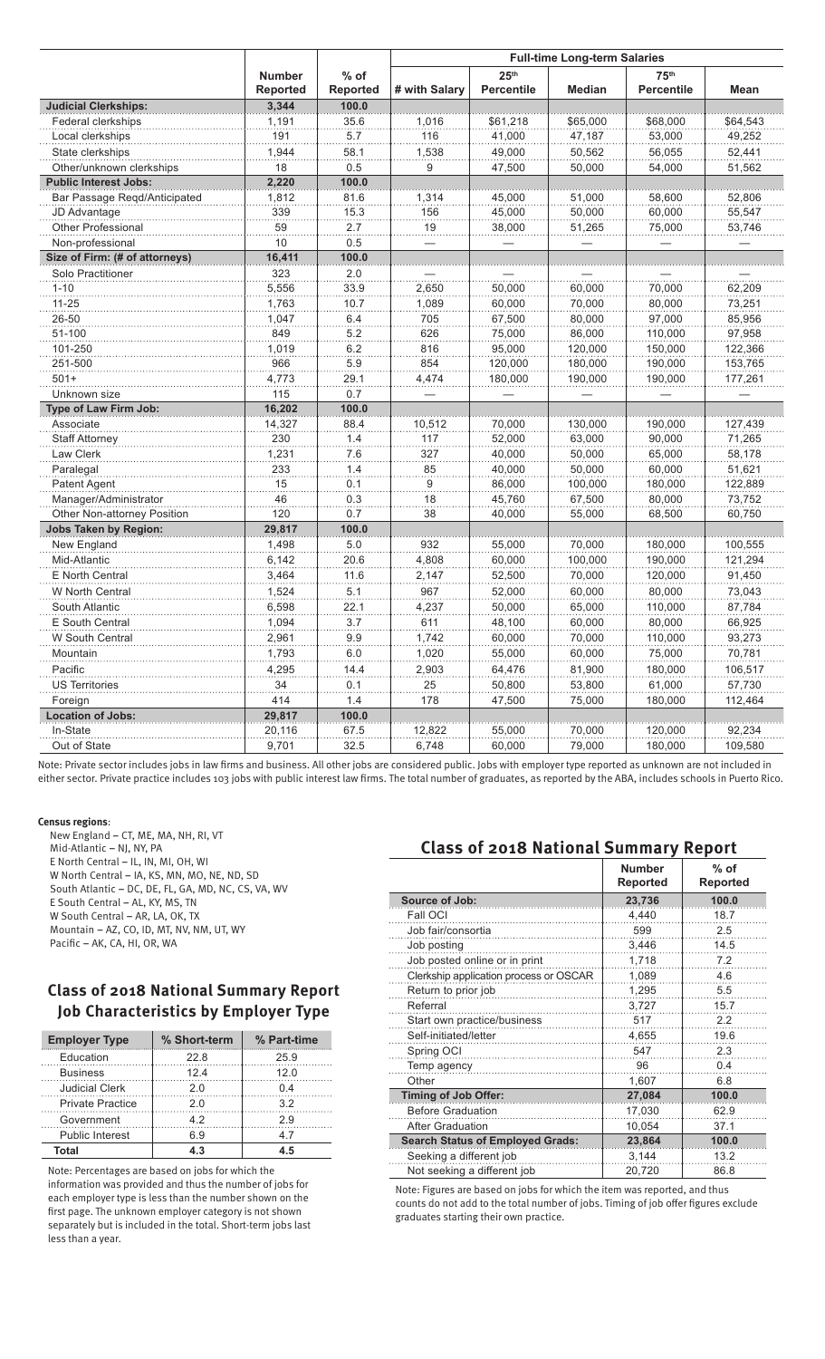| | Number Reported | % of Reported | Full-time Long-term Salaries | | | | |
|---|---|---|---|---|---|---|---|
| | | | # with Salary | 25th Percentile | Median | 75th Percentile | Mean |
| **Judicial Clerkships:** | **3,344** | **100.0** | | | | | |
| Federal clerkships | 1,191 | 35.6 | 1,016 | $61,218 | $65,000 | $68,000 | $64,543 |
| Local clerkships | 191 | 5.7 | 116 | 41,000 | 47,187 | 53,000 | 49,252 |
| State clerkships | 1,944 | 58.1 | 1,538 | 49,000 | 50,562 | 56,055 | 52,441 |
| Other/unknown clerkships | 18 | 0.5 | 9 | 47,500 | 50,000 | 54,000 | 51,562 |
| **Public Interest Jobs:** | **2,220** | **100.0** | | | | | |
| Bar Passage Reqd/Anticipated | 1,812 | 81.6 | 1,314 | 45,000 | 51,000 | 58,600 | 52,806 |
| JD Advantage | 339 | 15.3 | 156 | 45,000 | 50,000 | 60,000 | 55,547 |
| Other Professional | 59 | 2.7 | 19 | 38,000 | 51,265 | 75,000 | 53,746 |
| Non-professional | 10 | 0.5 | — | — | — | — | — |
| **Size of Firm: (# of attorneys)** | **16,411** | **100.0** | | | | | |
| Solo Practitioner | 323 | 2.0 | — | — | — | — | — |
| 1-10 | 5,556 | 33.9 | 2,650 | 50,000 | 60,000 | 70,000 | 62,209 |
| 11-25 | 1,763 | 10.7 | 1,089 | 60,000 | 70,000 | 80,000 | 73,251 |
| 26-50 | 1,047 | 6.4 | 705 | 67,500 | 80,000 | 97,000 | 85,956 |
| 51-100 | 849 | 5.2 | 626 | 75,000 | 86,000 | 110,000 | 97,958 |
| 101-250 | 1,019 | 6.2 | 816 | 95,000 | 120,000 | 150,000 | 122,366 |
| 251-500 | 966 | 5.9 | 854 | 120,000 | 180,000 | 190,000 | 153,765 |
| 501+ | 4,773 | 29.1 | 4,474 | 180,000 | 190,000 | 190,000 | 177,261 |
| Unknown size | 115 | 0.7 | — | — | — | — | — |
| **Type of Law Firm Job:** | **16,202** | **100.0** | | | | | |
| Associate | 14,327 | 88.4 | 10,512 | 70,000 | 130,000 | 190,000 | 127,439 |
| Staff Attorney | 230 | 1.4 | 117 | 52,000 | 63,000 | 90,000 | 71,265 |
| Law Clerk | 1,231 | 7.6 | 327 | 40,000 | 50,000 | 65,000 | 58,178 |
| Paralegal | 233 | 1.4 | 85 | 40,000 | 50,000 | 60,000 | 51,621 |
| Patent Agent | 15 | 0.1 | 9 | 86,000 | 100,000 | 180,000 | 122,889 |
| Manager/Administrator | 46 | 0.3 | 18 | 45,760 | 67,500 | 80,000 | 73,752 |
| Other Non-attorney Position | 120 | 0.7 | 38 | 40,000 | 55,000 | 68,500 | 60,750 |
| **Jobs Taken by Region:** | **29,817** | **100.0** | | | | | |
| New England | 1,498 | 5.0 | 932 | 55,000 | 70,000 | 180,000 | 100,555 |
| Mid-Atlantic | 6,142 | 20.6 | 4,808 | 60,000 | 100,000 | 190,000 | 121,294 |
| E North Central | 3,464 | 11.6 | 2,147 | 52,500 | 70,000 | 120,000 | 91,450 |
| W North Central | 1,524 | 5.1 | 967 | 52,000 | 60,000 | 80,000 | 73,043 |
| South Atlantic | 6,598 | 22.1 | 4,237 | 50,000 | 65,000 | 110,000 | 87,784 |
| E South Central | 1,094 | 3.7 | 611 | 48,100 | 60,000 | 80,000 | 66,925 |
| W South Central | 2,961 | 9.9 | 1,742 | 60,000 | 70,000 | 110,000 | 93,273 |
| Mountain | 1,793 | 6.0 | 1,020 | 55,000 | 60,000 | 75,000 | 70,781 |
| Pacific | 4,295 | 14.4 | 2,903 | 64,476 | 81,900 | 180,000 | 106,517 |
| US Territories | 34 | 0.1 | 25 | 50,800 | 53,800 | 61,000 | 57,730 |
| Foreign | 414 | 1.4 | 178 | 47,500 | 75,000 | 180,000 | 112,464 |
| **Location of Jobs:** | **29,817** | **100.0** | | | | | |
| In-State | 20,116 | 67.5 | 12,822 | 55,000 | 70,000 | 120,000 | 92,234 |
| Out of State | 9,701 | 32.5 | 6,748 | 60,000 | 79,000 | 180,000 | 109,580 |

Note: Private sector includes jobs in law firms and business. All other jobs are considered public. Jobs with employer type reported as unknown are not included in either sector. Private practice includes 103 jobs with public interest law firms. The total number of graduates, as reported by the ABA, includes schools in Puerto Rico.

**Census regions**:
New England – CT, ME, MA, NH, RI, VT
Mid-Atlantic – NJ, NY, PA
E North Central – IL, IN, MI, OH, WI
W North Central – IA, KS, MN, MO, NE, ND, SD
South Atlantic – DC, DE, FL, GA, MD, NC, CS, VA, WV
E South Central – AL, KY, MS, TN
W South Central – AR, LA, OK, TX
Mountain – AZ, CO, ID, MT, NV, NM, UT, WY
Pacific – AK, CA, HI, OR, WA

## Class of 2018 National Summary Report Job Characteristics by Employer Type

| Employer Type | % Short-term | % Part-time |
|---|---|---|
| Education | 22.8 | 25.9 |
| Business | 12.4 | 12.0 |
| Judicial Clerk | 2.0 | 0.4 |
| Private Practice | 2.0 | 3.2 |
| Government | 4.2 | 2.9 |
| Public Interest | 6.9 | 4.7 |
| **Total** | **4.3** | **4.5** |

Note: Percentages are based on jobs for which the information was provided and thus the number of jobs for each employer type is less than the number shown on the first page. The unknown employer category is not shown separately but is included in the total. Short-term jobs last less than a year.

## Class of 2018 National Summary Report

| | Number Reported | % of Reported |
|---|---|---|
| **Source of Job:** | **23,736** | **100.0** |
| Fall OCI | 4,440 | 18.7 |
| Job fair/consortia | 599 | 2.5 |
| Job posting | 3,446 | 14.5 |
| Job posted online or in print | 1,718 | 7.2 |
| Clerkship application process or OSCAR | 1,089 | 4.6 |
| Return to prior job | 1,295 | 5.5 |
| Referral | 3,727 | 15.7 |
| Start own practice/business | 517 | 2.2 |
| Self-initiated/letter | 4,655 | 19.6 |
| Spring OCI | 547 | 2.3 |
| Temp agency | 96 | 0.4 |
| Other | 1,607 | 6.8 |
| **Timing of Job Offer:** | **27,084** | **100.0** |
| Before Graduation | 17,030 | 62.9 |
| After Graduation | 10,054 | 37.1 |
| **Search Status of Employed Grads:** | **23,864** | **100.0** |
| Seeking a different job | 3,144 | 13.2 |
| Not seeking a different job | 20,720 | 86.8 |

Note: Figures are based on jobs for which the item was reported, and thus counts do not add to the total number of jobs. Timing of job offer figures exclude graduates starting their own practice.